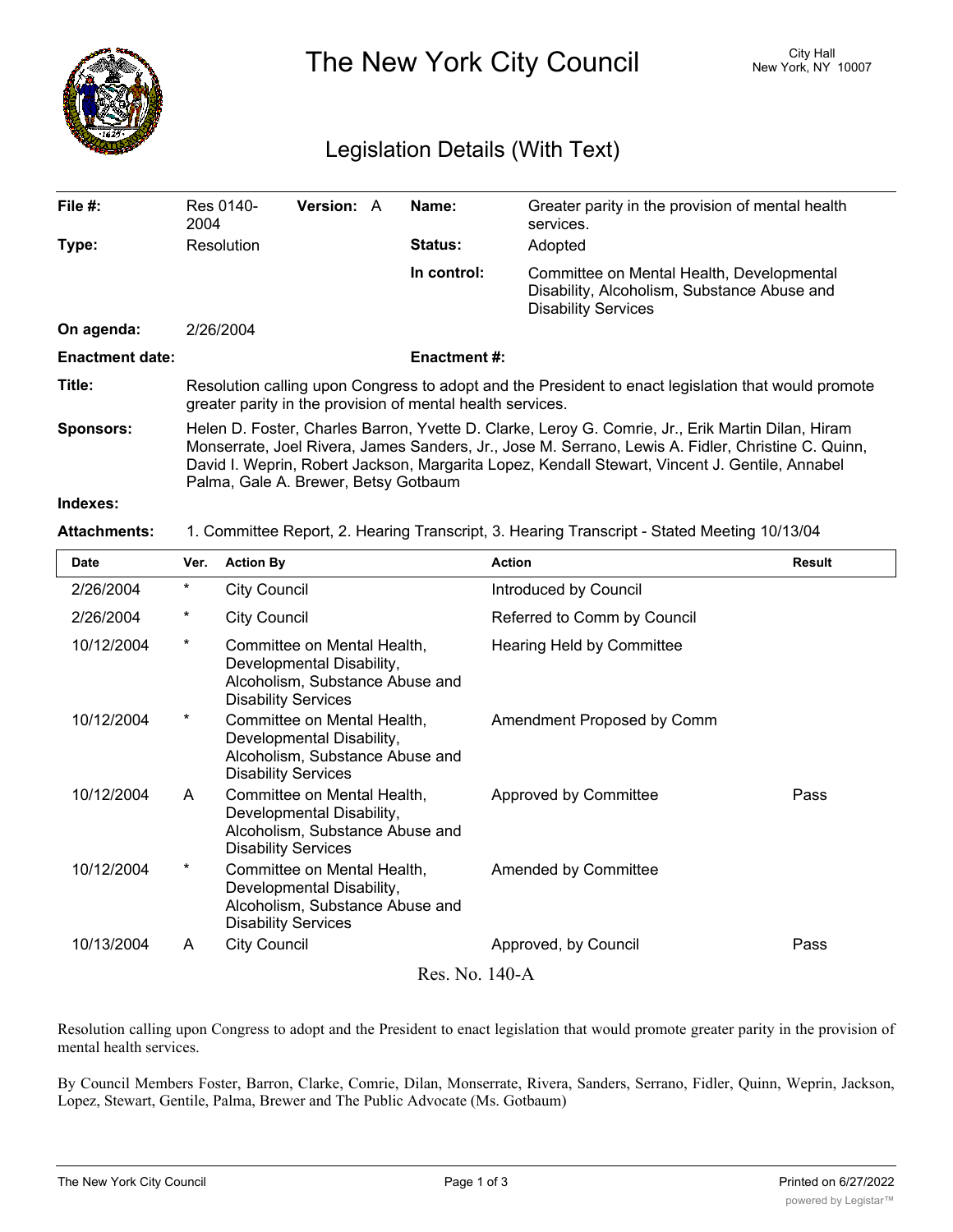# The New York City Council

City Hall
New York, NY 10007

## Legislation Details (With Text)

| | | | |
|---|---|---|---|
| **File #:** | Res 0140-2004 **Version:** A | **Name:** | Greater parity in the provision of mental health services. |
| **Type:** | Resolution | **Status:** | Adopted |
| | | **In control:** | Committee on Mental Health, Developmental Disability, Alcoholism, Substance Abuse and Disability Services |
| **On agenda:** | 2/26/2004 | | |
| **Enactment date:** | | **Enactment #:** | |

**Title:** Resolution calling upon Congress to adopt and the President to enact legislation that would promote greater parity in the provision of mental health services.

**Sponsors:** Helen D. Foster, Charles Barron, Yvette D. Clarke, Leroy G. Comrie, Jr., Erik Martin Dilan, Hiram Monserrate, Joel Rivera, James Sanders, Jr., Jose M. Serrano, Lewis A. Fidler, Christine C. Quinn, David I. Weprin, Robert Jackson, Margarita Lopez, Kendall Stewart, Vincent J. Gentile, Annabel Palma, Gale A. Brewer, Betsy Gotbaum

**Indexes:**

**Attachments:** 1. Committee Report, 2. Hearing Transcript, 3. Hearing Transcript - Stated Meeting 10/13/04

| Date | Ver. | Action By | Action | Result |
|---|---|---|---|---|
| 2/26/2004 | * | City Council | Introduced by Council | |
| 2/26/2004 | * | City Council | Referred to Comm by Council | |
| 10/12/2004 | * | Committee on Mental Health, Developmental Disability, Alcoholism, Substance Abuse and Disability Services | Hearing Held by Committee | |
| 10/12/2004 | * | Committee on Mental Health, Developmental Disability, Alcoholism, Substance Abuse and Disability Services | Amendment Proposed by Comm | |
| 10/12/2004 | A | Committee on Mental Health, Developmental Disability, Alcoholism, Substance Abuse and Disability Services | Approved by Committee | Pass |
| 10/12/2004 | * | Committee on Mental Health, Developmental Disability, Alcoholism, Substance Abuse and Disability Services | Amended by Committee | |
| 10/13/2004 | A | City Council | Approved, by Council | Pass |

Res. No. 140-A

Resolution calling upon Congress to adopt and the President to enact legislation that would promote greater parity in the provision of mental health services.

By Council Members Foster, Barron, Clarke, Comrie, Dilan, Monserrate, Rivera, Sanders, Serrano, Fidler, Quinn, Weprin, Jackson, Lopez, Stewart, Gentile, Palma, Brewer and The Public Advocate (Ms. Gotbaum)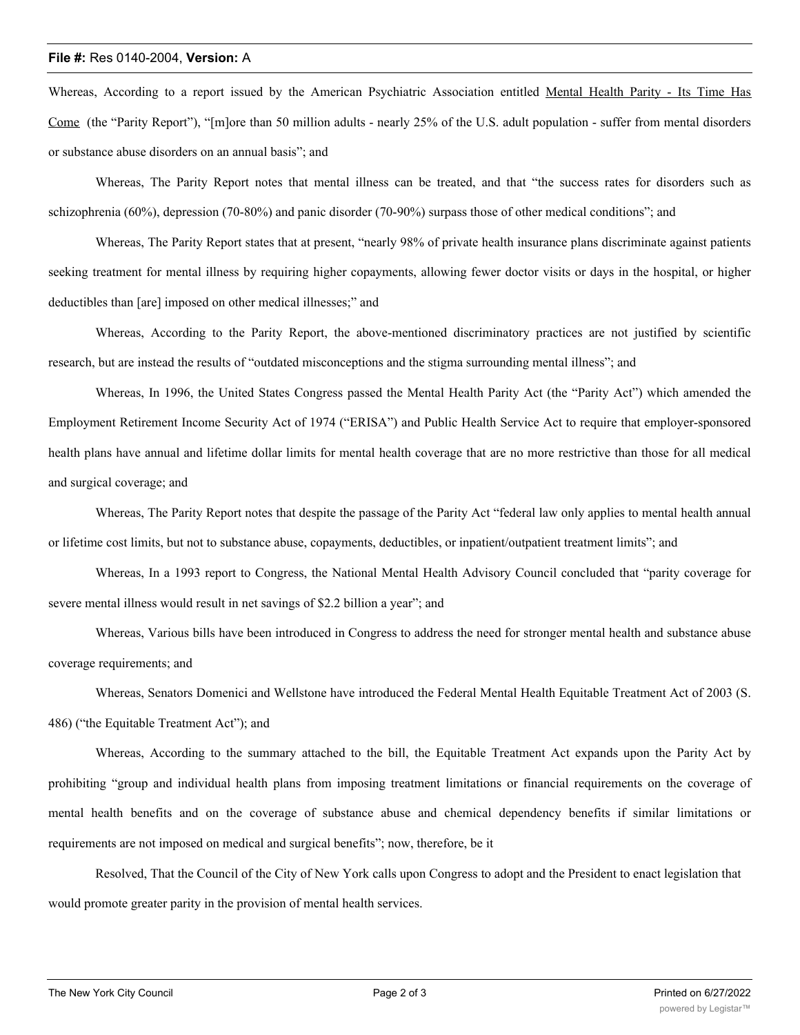Whereas, According to a report issued by the American Psychiatric Association entitled Mental Health Parity - Its Time Has Come (the "Parity Report"), "[m]ore than 50 million adults - nearly 25% of the U.S. adult population - suffer from mental disorders or substance abuse disorders on an annual basis"; and

Whereas, The Parity Report notes that mental illness can be treated, and that "the success rates for disorders such as schizophrenia (60%), depression (70-80%) and panic disorder (70-90%) surpass those of other medical conditions"; and

Whereas, The Parity Report states that at present, "nearly 98% of private health insurance plans discriminate against patients seeking treatment for mental illness by requiring higher copayments, allowing fewer doctor visits or days in the hospital, or higher deductibles than [are] imposed on other medical illnesses;" and

Whereas, According to the Parity Report, the above-mentioned discriminatory practices are not justified by scientific research, but are instead the results of "outdated misconceptions and the stigma surrounding mental illness"; and

Whereas, In 1996, the United States Congress passed the Mental Health Parity Act (the "Parity Act") which amended the Employment Retirement Income Security Act of 1974 ("ERISA") and Public Health Service Act to require that employer-sponsored health plans have annual and lifetime dollar limits for mental health coverage that are no more restrictive than those for all medical and surgical coverage; and

Whereas, The Parity Report notes that despite the passage of the Parity Act "federal law only applies to mental health annual or lifetime cost limits, but not to substance abuse, copayments, deductibles, or inpatient/outpatient treatment limits"; and

Whereas, In a 1993 report to Congress, the National Mental Health Advisory Council concluded that "parity coverage for severe mental illness would result in net savings of $2.2 billion a year"; and

Whereas, Various bills have been introduced in Congress to address the need for stronger mental health and substance abuse coverage requirements; and

Whereas, Senators Domenici and Wellstone have introduced the Federal Mental Health Equitable Treatment Act of 2003 (S. 486) ("the Equitable Treatment Act"); and

Whereas, According to the summary attached to the bill, the Equitable Treatment Act expands upon the Parity Act by prohibiting "group and individual health plans from imposing treatment limitations or financial requirements on the coverage of mental health benefits and on the coverage of substance abuse and chemical dependency benefits if similar limitations or requirements are not imposed on medical and surgical benefits"; now, therefore, be it

Resolved, That the Council of the City of New York calls upon Congress to adopt and the President to enact legislation that would promote greater parity in the provision of mental health services.